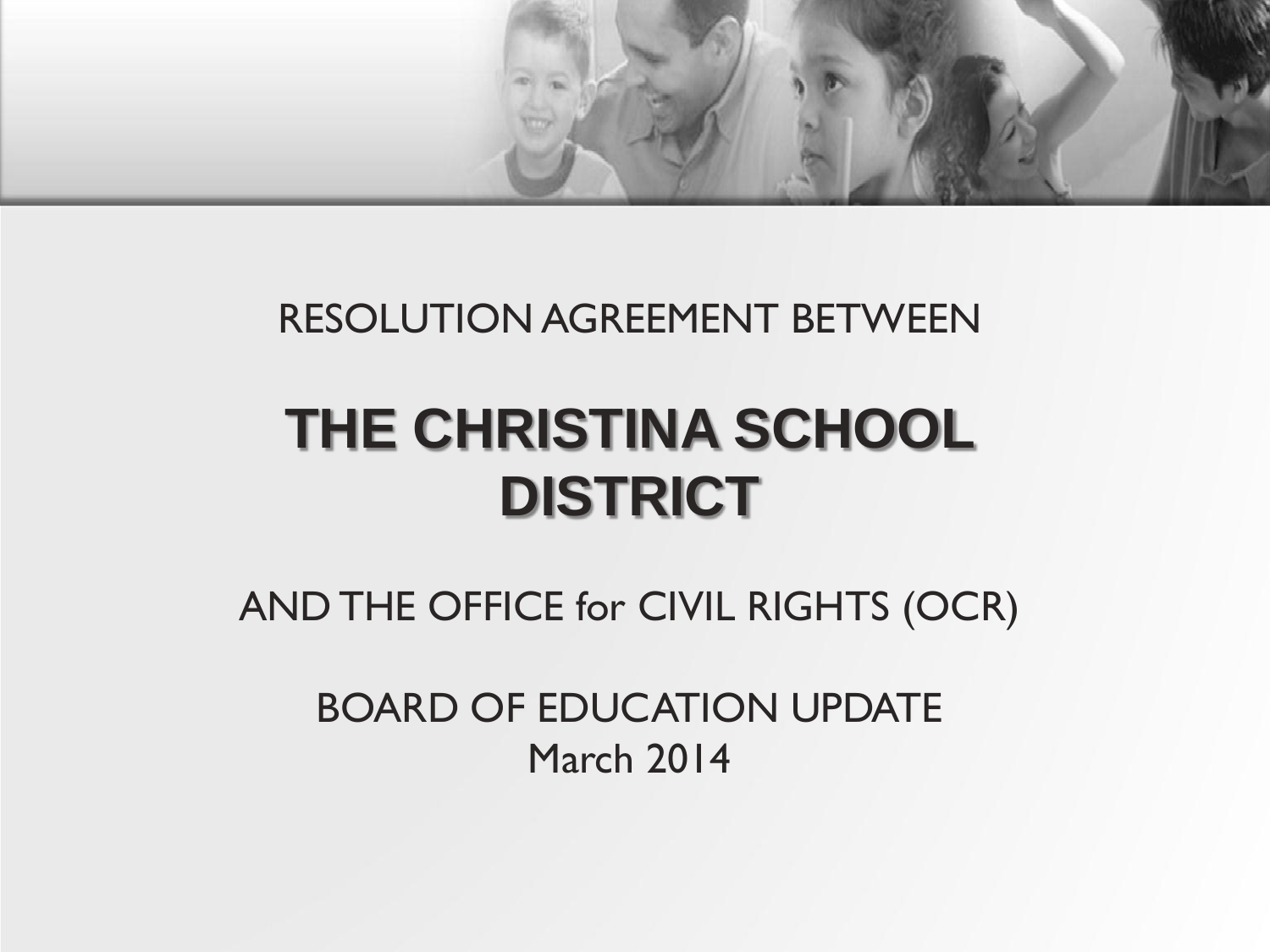RESOLUTION AGREEMENT BETWEEN

# THE CHRISTINA SCHOOL DISTRICT

AND THE OFFICE for CIVIL RIGHTS (OCR)

BOARD OF EDUCATION UPDATE
March 2014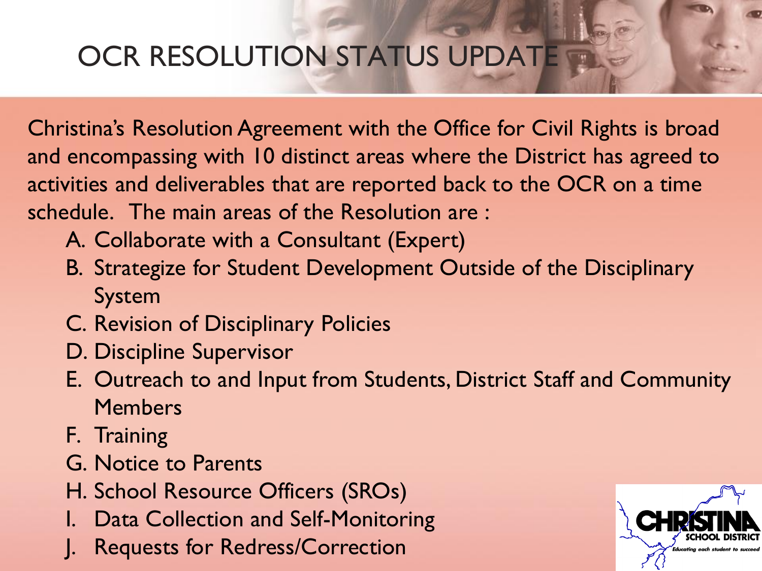# OCR RESOLUTION STATUS UPDATE

Christina's Resolution Agreement with the Office for Civil Rights is broad and encompassing with 10 distinct areas where the District has agreed to activities and deliverables that are reported back to the OCR on a time schedule. The main areas of the Resolution are :

A. Collaborate with a Consultant (Expert)
B. Strategize for Student Development Outside of the Disciplinary System
C. Revision of Disciplinary Policies
D. Discipline Supervisor
E. Outreach to and Input from Students, District Staff and Community Members
F. Training
G. Notice to Parents
H. School Resource Officers (SROs)
I. Data Collection and Self-Monitoring
J. Requests for Redress/Correction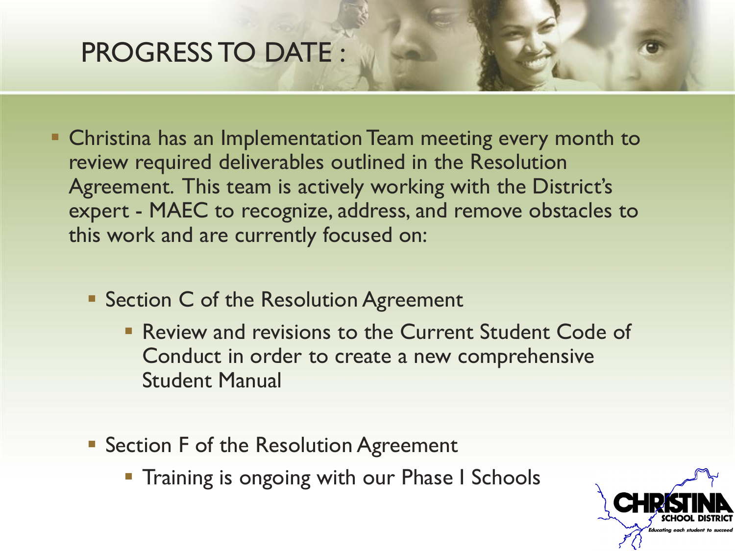# PROGRESS TO DATE :

- Christina has an Implementation Team meeting every month to review required deliverables outlined in the Resolution Agreement. This team is actively working with the District's expert - MAEC to recognize, address, and remove obstacles to this work and are currently focused on:
  - Section C of the Resolution Agreement
    - Review and revisions to the Current Student Code of Conduct in order to create a new comprehensive Student Manual
  - Section F of the Resolution Agreement
    - Training is ongoing with our Phase I Schools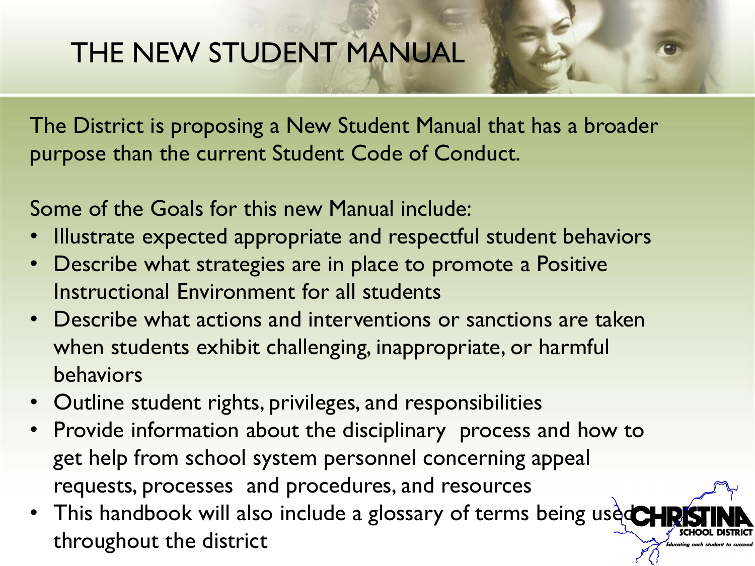# THE NEW STUDENT MANUAL

The District is proposing a New Student Manual that has a broader purpose than the current Student Code of Conduct.

Some of the Goals for this new Manual include:

- Illustrate expected appropriate and respectful student behaviors
- Describe what strategies are in place to promote a Positive Instructional Environment for all students
- Describe what actions and interventions or sanctions are taken when students exhibit challenging, inappropriate, or harmful behaviors
- Outline student rights, privileges, and responsibilities
- Provide information about the disciplinary process and how to get help from school system personnel concerning appeal requests, processes and procedures, and resources
- This handbook will also include a glossary of terms being used throughout the district

CHRISTINA SCHOOL DISTRICT
*Educating each student to succeed*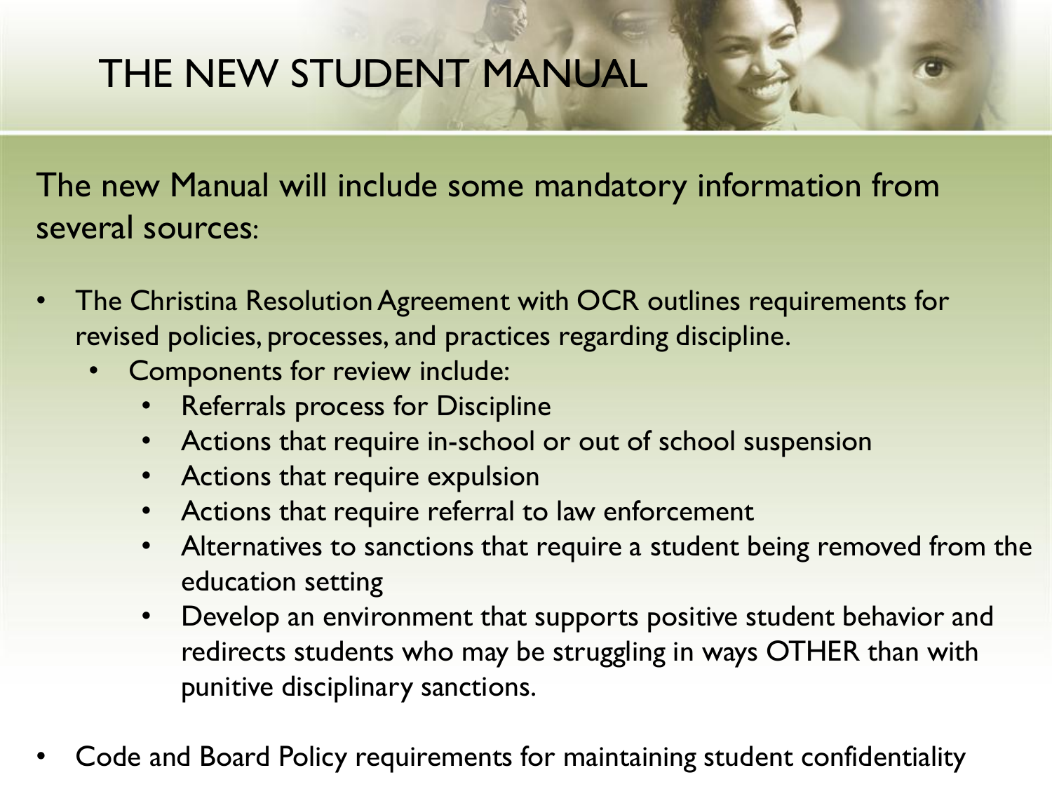# THE NEW STUDENT MANUAL

The new Manual will include some mandatory information from several sources:

- The Christina Resolution Agreement with OCR outlines requirements for revised policies, processes, and practices regarding discipline.
  - Components for review include:
    - Referrals process for Discipline
    - Actions that require in-school or out of school suspension
    - Actions that require expulsion
    - Actions that require referral to law enforcement
    - Alternatives to sanctions that require a student being removed from the education setting
    - Develop an environment that supports positive student behavior and redirects students who may be struggling in ways OTHER than with punitive disciplinary sanctions.
- Code and Board Policy requirements for maintaining student confidentiality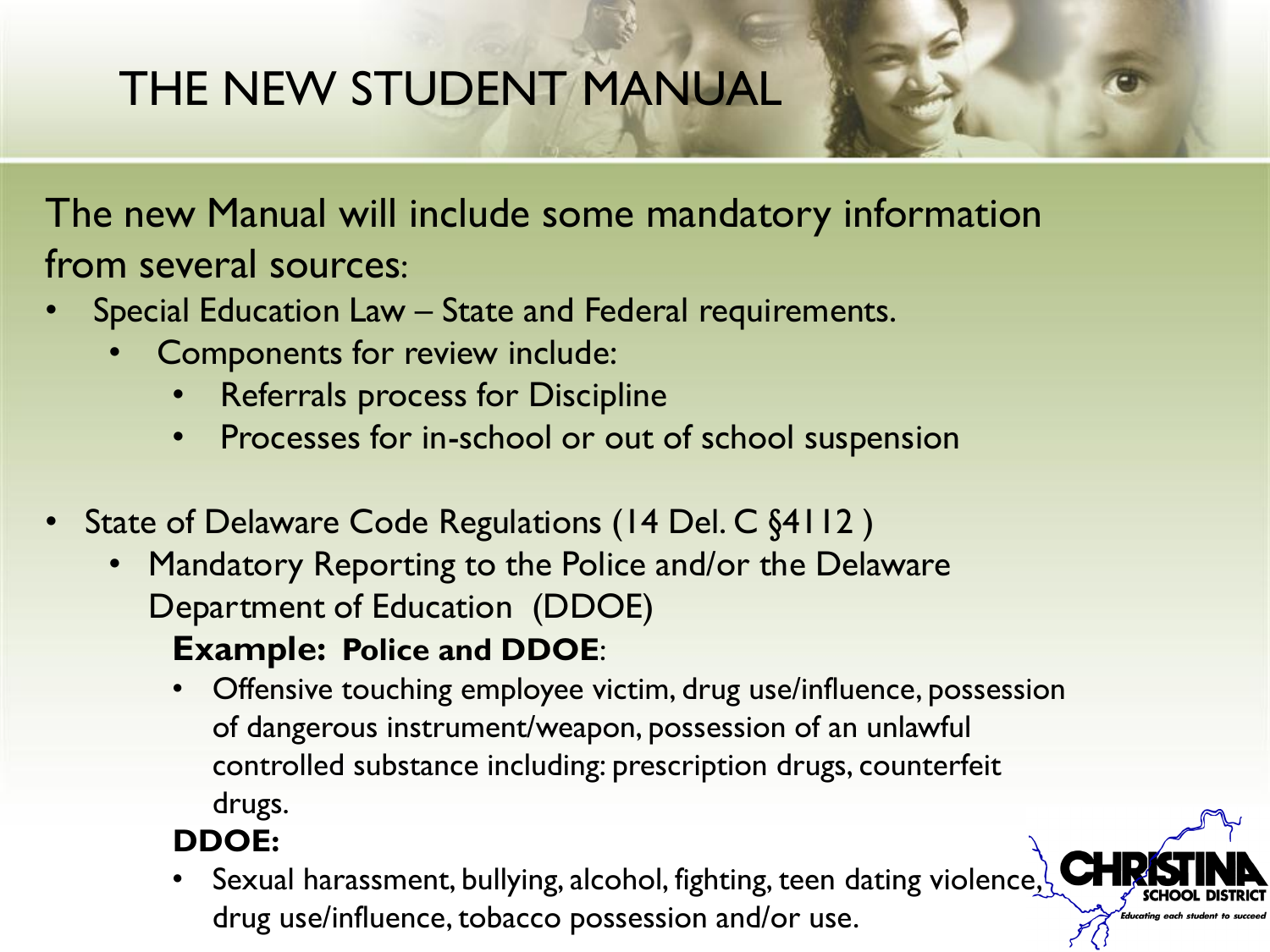# THE NEW STUDENT MANUAL

The new Manual will include some mandatory information from several sources:

- Special Education Law – State and Federal requirements.
  - Components for review include:
    - Referrals process for Discipline
    - Processes for in-school or out of school suspension

- State of Delaware Code Regulations (14 Del. C §4112 )
  - Mandatory Reporting to the Police and/or the Delaware Department of Education (DDOE)

    **Example: Police and DDOE**:
    - Offensive touching employee victim, drug use/influence, possession of dangerous instrument/weapon, possession of an unlawful controlled substance including: prescription drugs, counterfeit drugs.

    **DDOE:**
    - Sexual harassment, bullying, alcohol, fighting, teen dating violence, drug use/influence, tobacco possession and/or use.

CHRISTINA SCHOOL DISTRICT
*Educating each student to succeed*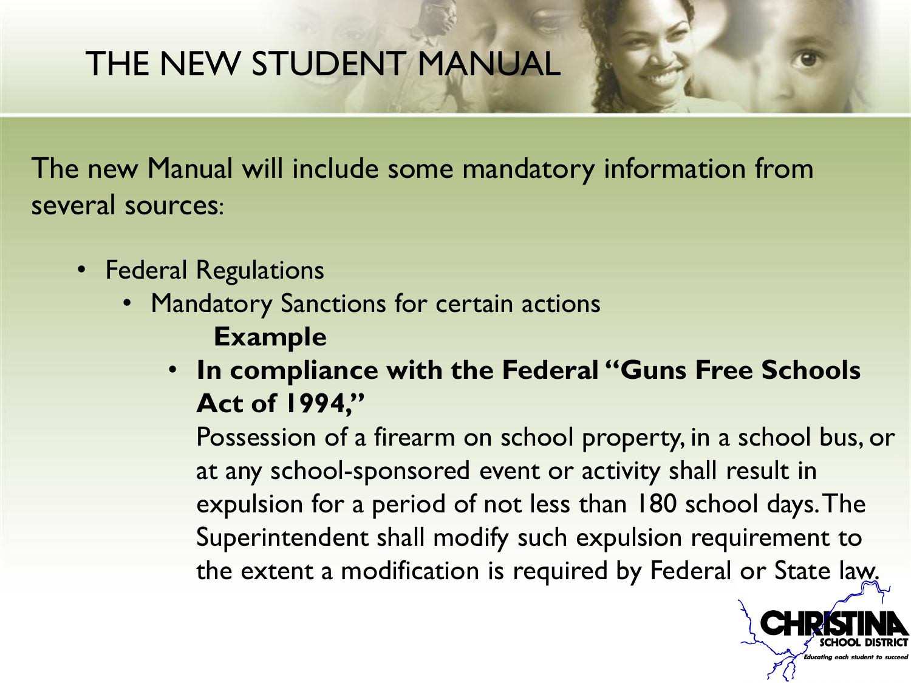# THE NEW STUDENT MANUAL

The new Manual will include some mandatory information from several sources:

- Federal Regulations
  - Mandatory Sanctions for certain actions

    **Example**

    - **In compliance with the Federal "Guns Free Schools Act of 1994,"**

      Possession of a firearm on school property, in a school bus, or at any school-sponsored event or activity shall result in expulsion for a period of not less than 180 school days. The Superintendent shall modify such expulsion requirement to the extent a modification is required by Federal or State law.

CHRISTINA SCHOOL DISTRICT
*Educating each student to succeed*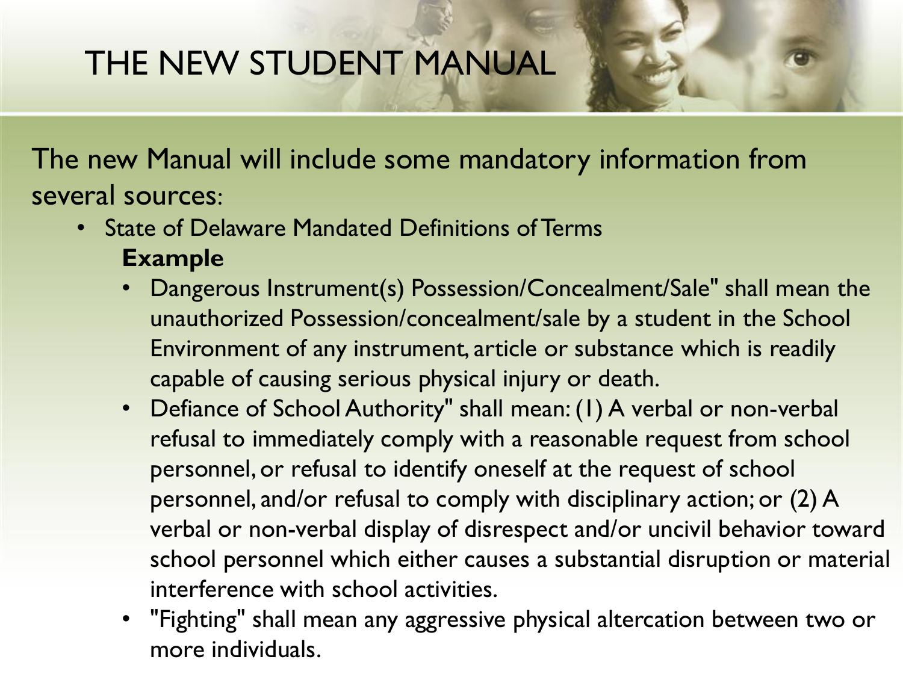# THE NEW STUDENT MANUAL

The new Manual will include some mandatory information from several sources:

- State of Delaware Mandated Definitions of Terms

  **Example**

  - Dangerous Instrument(s) Possession/Concealment/Sale" shall mean the unauthorized Possession/concealment/sale by a student in the School Environment of any instrument, article or substance which is readily capable of causing serious physical injury or death.
  - Defiance of School Authority" shall mean: (1) A verbal or non-verbal refusal to immediately comply with a reasonable request from school personnel, or refusal to identify oneself at the request of school personnel, and/or refusal to comply with disciplinary action; or (2) A verbal or non-verbal display of disrespect and/or uncivil behavior toward school personnel which either causes a substantial disruption or material interference with school activities.
  - "Fighting" shall mean any aggressive physical altercation between two or more individuals.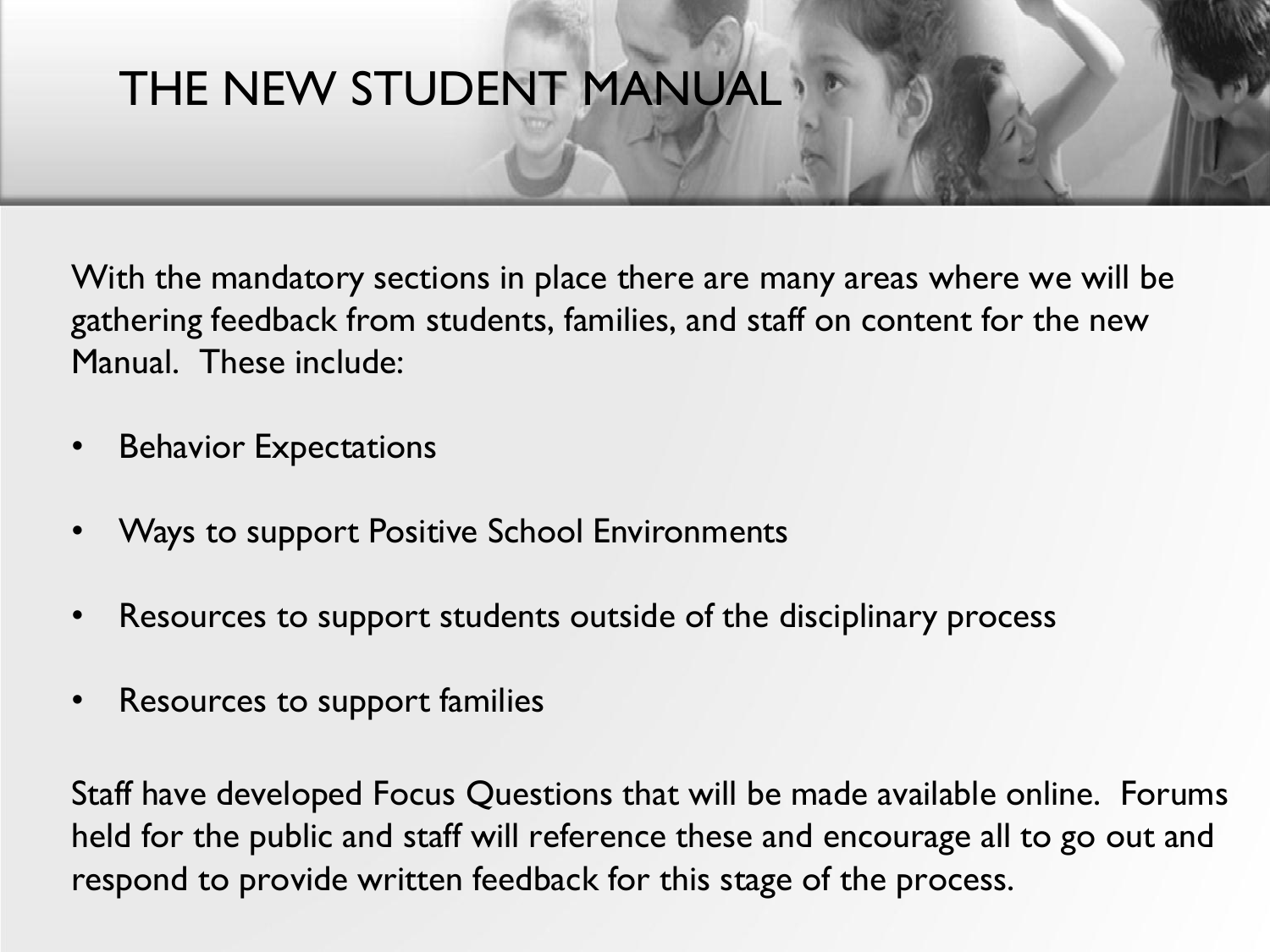# THE NEW STUDENT MANUAL

With the mandatory sections in place there are many areas where we will be gathering feedback from students, families, and staff on content for the new Manual. These include:

- Behavior Expectations
- Ways to support Positive School Environments
- Resources to support students outside of the disciplinary process
- Resources to support families

Staff have developed Focus Questions that will be made available online. Forums held for the public and staff will reference these and encourage all to go out and respond to provide written feedback for this stage of the process.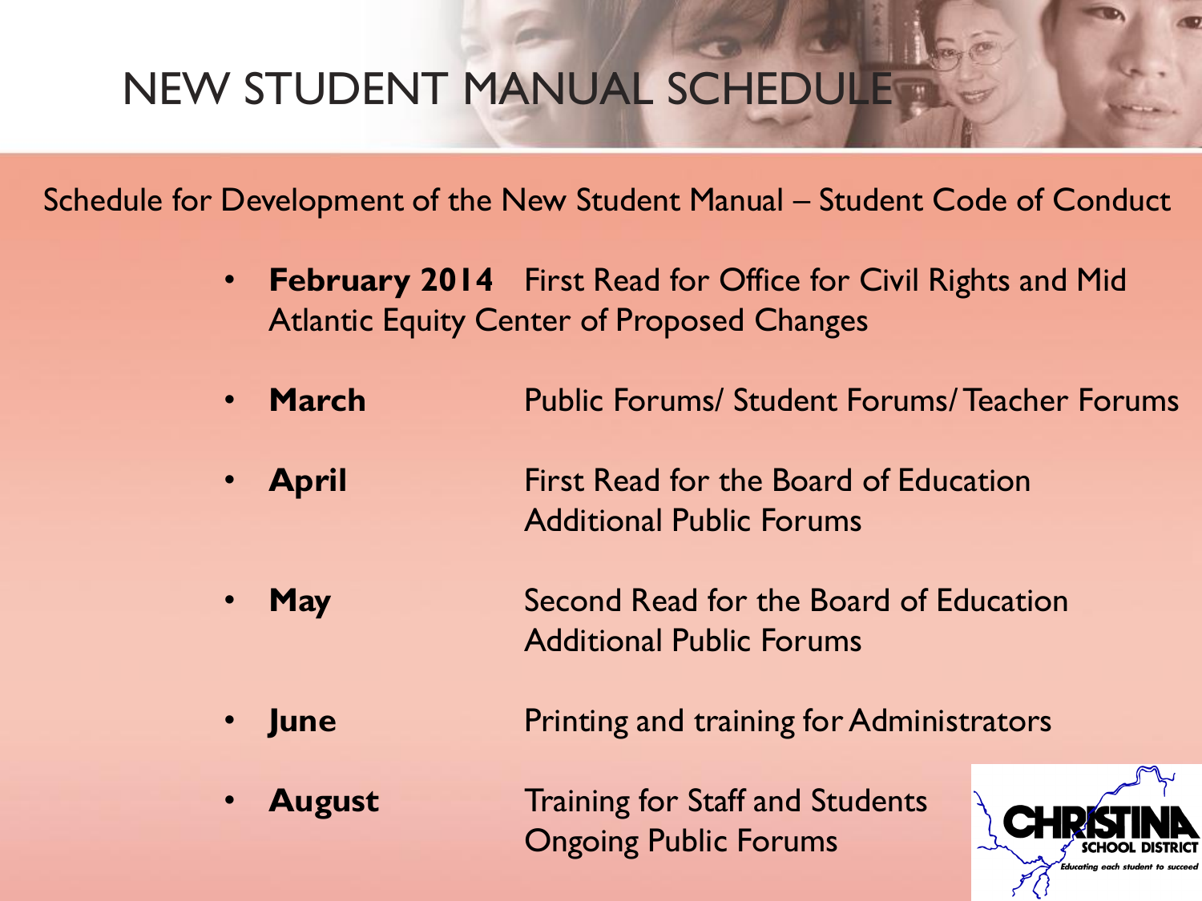# NEW STUDENT MANUAL SCHEDULE

Schedule for Development of the New Student Manual – Student Code of Conduct

- **February 2014** First Read for Office for Civil Rights and Mid Atlantic Equity Center of Proposed Changes
- **March** Public Forums/ Student Forums/ Teacher Forums
- **April** First Read for the Board of Education
  Additional Public Forums
- **May** Second Read for the Board of Education
  Additional Public Forums
- **June** Printing and training for Administrators
- **August** Training for Staff and Students
  Ongoing Public Forums

CHRISTINA SCHOOL DISTRICT
*Educating each student to succeed*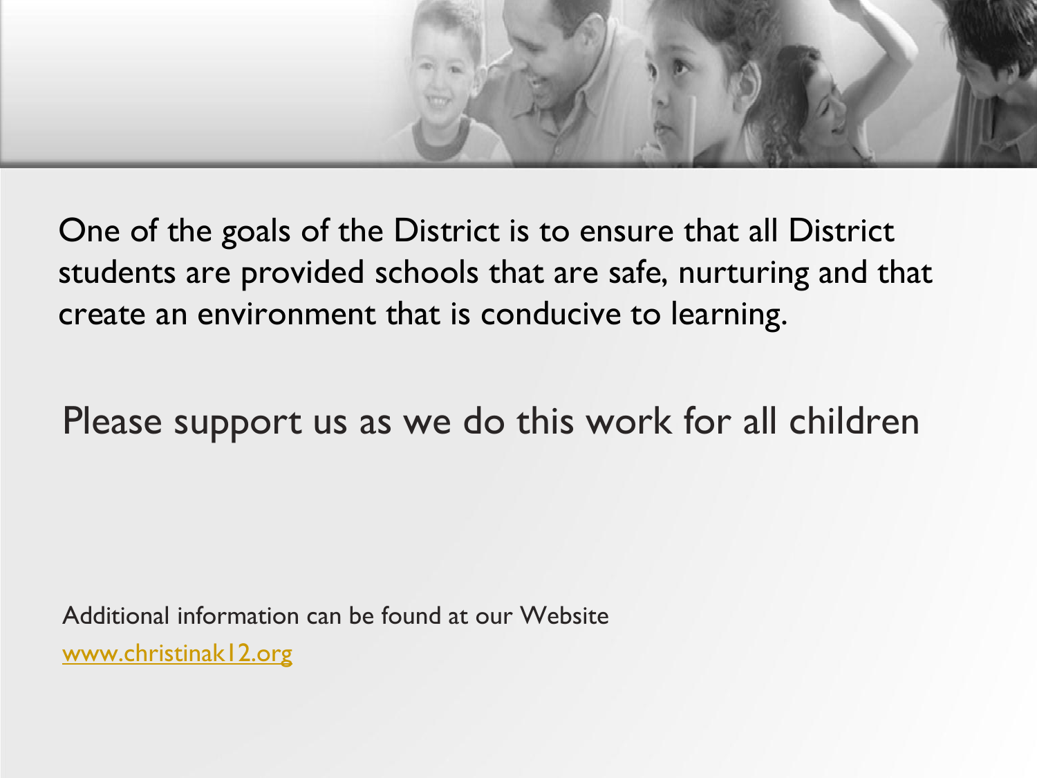One of the goals of the District is to ensure that all District students are provided schools that are safe, nurturing and that create an environment that is conducive to learning.

Please support us as we do this work for all children

Additional information can be found at our Website

www.christinak12.org